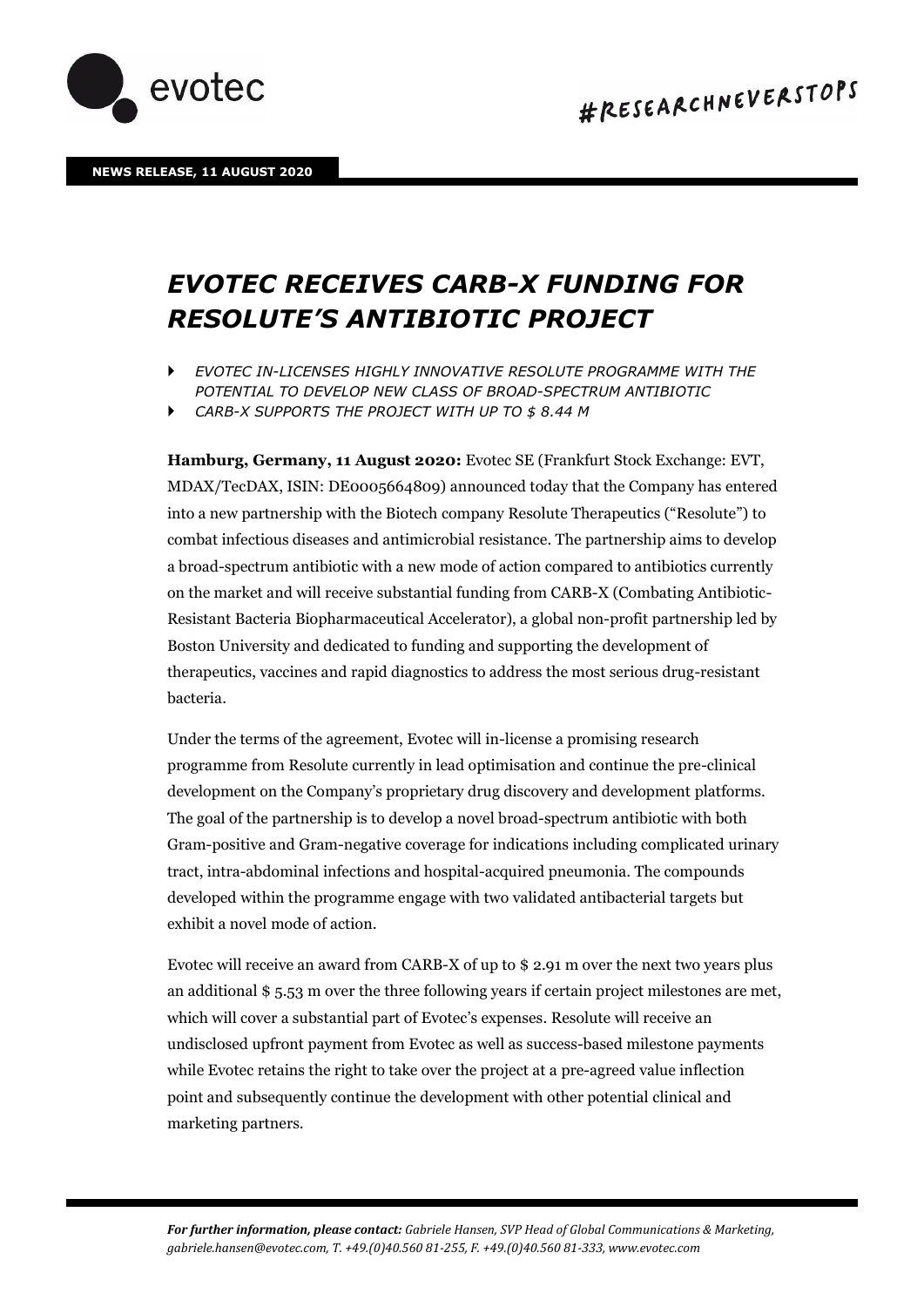**NEWS RELEASE, 11 AUGUST 2020**

# *EVOTEC RECEIVES CARB-X FUNDING FOR RESOLUTE'S ANTIBIOTIC PROJECT*

- *EVOTEC IN-LICENSES HIGHLY INNOVATIVE RESOLUTE PROGRAMME WITH THE POTENTIAL TO DEVELOP NEW CLASS OF BROAD-SPECTRUM ANTIBIOTIC*
- *CARB-X SUPPORTS THE PROJECT WITH UP TO $ 8.44 M*

**Hamburg, Germany, 11 August 2020:** Evotec SE (Frankfurt Stock Exchange: EVT, MDAX/TecDAX, ISIN: DE0005664809) announced today that the Company has entered into a new partnership with the Biotech company Resolute Therapeutics ("Resolute") to combat infectious diseases and antimicrobial resistance. The partnership aims to develop a broad-spectrum antibiotic with a new mode of action compared to antibiotics currently on the market and will receive substantial funding from CARB-X (Combating Antibiotic-Resistant Bacteria Biopharmaceutical Accelerator), a global non-profit partnership led by Boston University and dedicated to funding and supporting the development of therapeutics, vaccines and rapid diagnostics to address the most serious drug-resistant bacteria.

Under the terms of the agreement, Evotec will in-license a promising research programme from Resolute currently in lead optimisation and continue the pre-clinical development on the Company's proprietary drug discovery and development platforms. The goal of the partnership is to develop a novel broad-spectrum antibiotic with both Gram-positive and Gram-negative coverage for indications including complicated urinary tract, intra-abdominal infections and hospital-acquired pneumonia. The compounds developed within the programme engage with two validated antibacterial targets but exhibit a novel mode of action.

Evotec will receive an award from CARB-X of up to $ 2.91 m over the next two years plus an additional $ 5.53 m over the three following years if certain project milestones are met, which will cover a substantial part of Evotec's expenses. Resolute will receive an undisclosed upfront payment from Evotec as well as success-based milestone payments while Evotec retains the right to take over the project at a pre-agreed value inflection point and subsequently continue the development with other potential clinical and marketing partners.

***For further information, please contact:*** *Gabriele Hansen, SVP Head of Global Communications & Marketing, gabriele.hansen@evotec.com, T. +49.(0)40.560 81-255, F. +49.(0)40.560 81-333, www.evotec.com*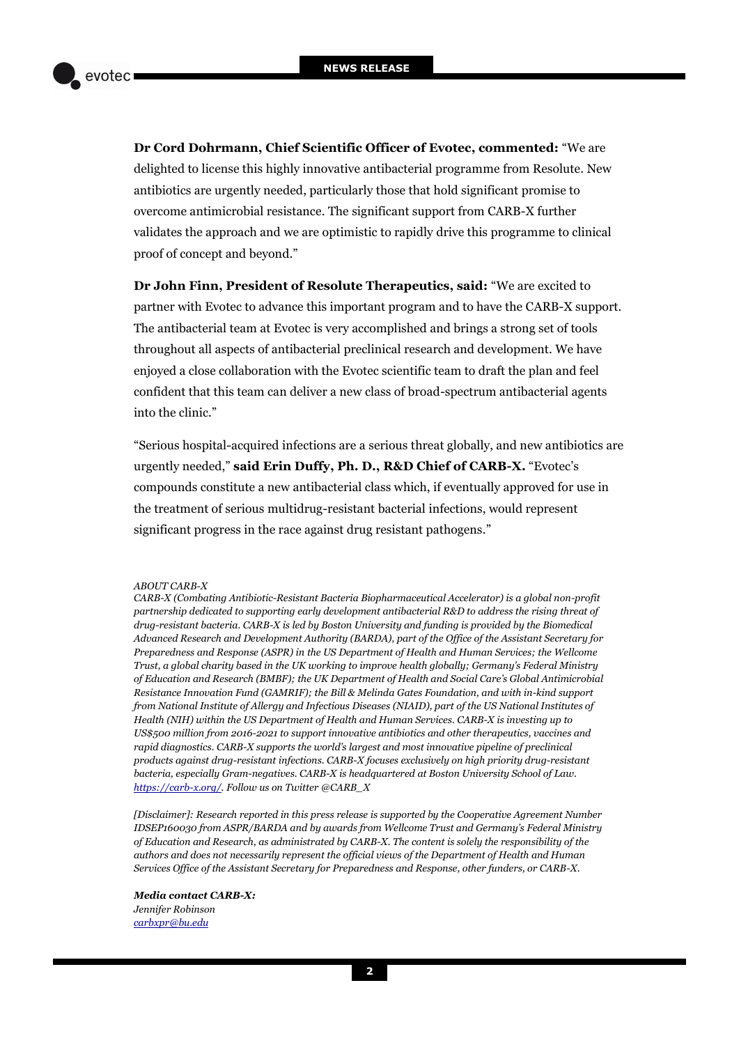**Dr Cord Dohrmann, Chief Scientific Officer of Evotec, commented:** "We are delighted to license this highly innovative antibacterial programme from Resolute. New antibiotics are urgently needed, particularly those that hold significant promise to overcome antimicrobial resistance. The significant support from CARB-X further validates the approach and we are optimistic to rapidly drive this programme to clinical proof of concept and beyond."

**Dr John Finn, President of Resolute Therapeutics, said:** "We are excited to partner with Evotec to advance this important program and to have the CARB-X support. The antibacterial team at Evotec is very accomplished and brings a strong set of tools throughout all aspects of antibacterial preclinical research and development. We have enjoyed a close collaboration with the Evotec scientific team to draft the plan and feel confident that this team can deliver a new class of broad-spectrum antibacterial agents into the clinic."

"Serious hospital-acquired infections are a serious threat globally, and new antibiotics are urgently needed," **said Erin Duffy, Ph. D., R&D Chief of CARB-X.** "Evotec's compounds constitute a new antibacterial class which, if eventually approved for use in the treatment of serious multidrug-resistant bacterial infections, would represent significant progress in the race against drug resistant pathogens."

*ABOUT CARB-X*
*CARB-X (Combating Antibiotic-Resistant Bacteria Biopharmaceutical Accelerator) is a global non-profit partnership dedicated to supporting early development antibacterial R&D to address the rising threat of drug-resistant bacteria. CARB-X is led by Boston University and funding is provided by the Biomedical Advanced Research and Development Authority (BARDA), part of the Office of the Assistant Secretary for Preparedness and Response (ASPR) in the US Department of Health and Human Services; the Wellcome Trust, a global charity based in the UK working to improve health globally; Germany's Federal Ministry of Education and Research (BMBF); the UK Department of Health and Social Care's Global Antimicrobial Resistance Innovation Fund (GAMRIF); the Bill & Melinda Gates Foundation, and with in-kind support from National Institute of Allergy and Infectious Diseases (NIAID), part of the US National Institutes of Health (NIH) within the US Department of Health and Human Services. CARB-X is investing up to US$500 million from 2016-2021 to support innovative antibiotics and other therapeutics, vaccines and rapid diagnostics. CARB-X supports the world's largest and most innovative pipeline of preclinical products against drug-resistant infections. CARB-X focuses exclusively on high priority drug-resistant bacteria, especially Gram-negatives. CARB-X is headquartered at Boston University School of Law. [https://carb-x.org/](https://carb-x.org/). Follow us on Twitter @CARB_X*

*[Disclaimer]: Research reported in this press release is supported by the Cooperative Agreement Number IDSEP160030 from ASPR/BARDA and by awards from Wellcome Trust and Germany's Federal Ministry of Education and Research, as administrated by CARB-X. The content is solely the responsibility of the authors and does not necessarily represent the official views of the Department of Health and Human Services Office of the Assistant Secretary for Preparedness and Response, other funders, or CARB-X.*

***Media contact CARB-X:***
*Jennifer Robinson*
*[carbxpr@bu.edu](mailto:carbxpr@bu.edu)*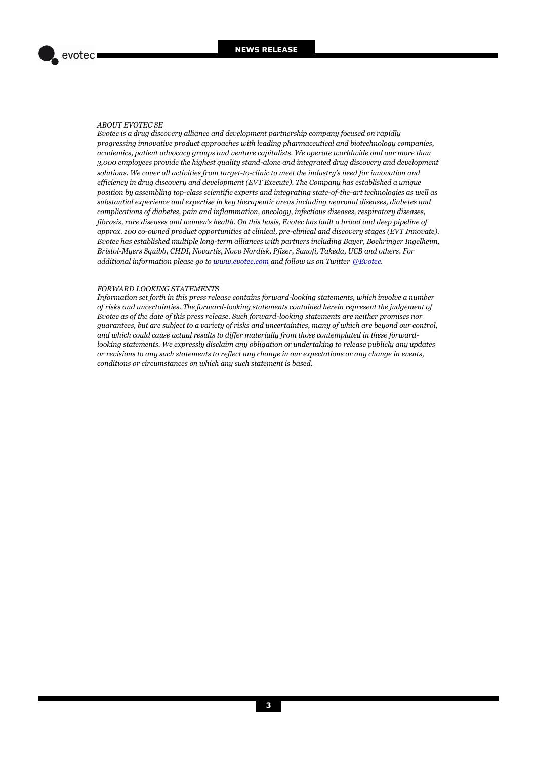*ABOUT EVOTEC SE*
*Evotec is a drug discovery alliance and development partnership company focused on rapidly progressing innovative product approaches with leading pharmaceutical and biotechnology companies, academics, patient advocacy groups and venture capitalists. We operate worldwide and our more than 3,000 employees provide the highest quality stand-alone and integrated drug discovery and development solutions. We cover all activities from target-to-clinic to meet the industry's need for innovation and efficiency in drug discovery and development (EVT Execute). The Company has established a unique position by assembling top-class scientific experts and integrating state-of-the-art technologies as well as substantial experience and expertise in key therapeutic areas including neuronal diseases, diabetes and complications of diabetes, pain and inflammation, oncology, infectious diseases, respiratory diseases, fibrosis, rare diseases and women's health. On this basis, Evotec has built a broad and deep pipeline of approx. 100 co-owned product opportunities at clinical, pre-clinical and discovery stages (EVT Innovate). Evotec has established multiple long-term alliances with partners including Bayer, Boehringer Ingelheim, Bristol-Myers Squibb, CHDI, Novartis, Novo Nordisk, Pfizer, Sanofi, Takeda, UCB and others. For additional information please go to [www.evotec.com](http://www.evotec.com) and follow us on Twitter [@Evotec](https://twitter.com/Evotec).*

*FORWARD LOOKING STATEMENTS*
*Information set forth in this press release contains forward-looking statements, which involve a number of risks and uncertainties. The forward-looking statements contained herein represent the judgement of Evotec as of the date of this press release. Such forward-looking statements are neither promises nor guarantees, but are subject to a variety of risks and uncertainties, many of which are beyond our control, and which could cause actual results to differ materially from those contemplated in these forward-looking statements. We expressly disclaim any obligation or undertaking to release publicly any updates or revisions to any such statements to reflect any change in our expectations or any change in events, conditions or circumstances on which any such statement is based.*